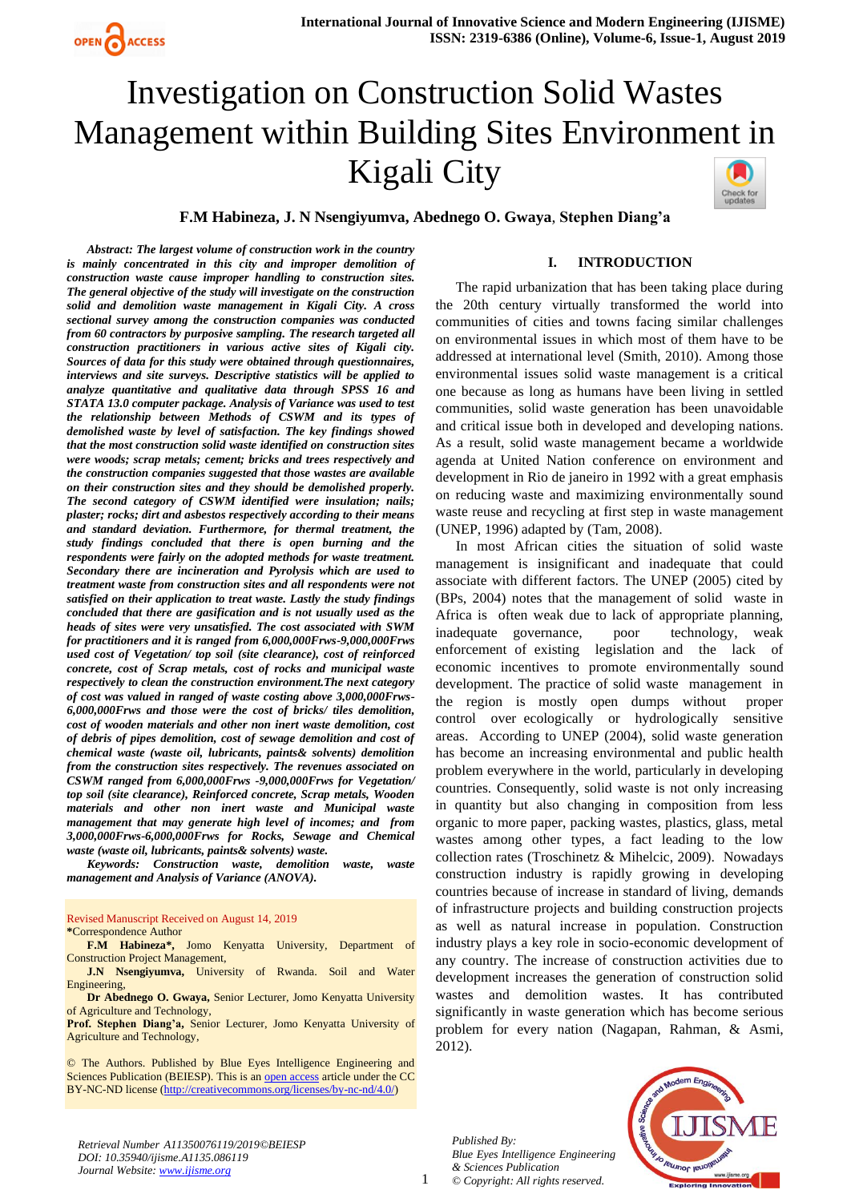# Investigation on Construction Solid Wastes Management within Building Sites Environment in Kigali City

**F.M Habineza, J. N Nsengiyumva, Abednego O. Gwaya, Stephen Diang'a**

***Abstract: The largest volume of construction work in the country is mainly concentrated in this city and improper demolition of construction waste cause improper handling to construction sites. The general objective of the study will investigate on the construction solid and demolition waste management in Kigali City. A cross sectional survey among the construction companies was conducted from 60 contractors by purposive sampling. The research targeted all construction practitioners in various active sites of Kigali city. Sources of data for this study were obtained through questionnaires, interviews and site surveys. Descriptive statistics will be applied to analyze quantitative and qualitative data through SPSS 16 and STATA 13.0 computer package. Analysis of Variance was used to test the relationship between Methods of CSWM and its types of demolished waste by level of satisfaction. The key findings showed that the most construction solid waste identified on construction sites were woods; scrap metals; cement; bricks and trees respectively and the construction companies suggested that those wastes are available on their construction sites and they should be demolished properly. The second category of CSWM identified were insulation; nails; plaster; rocks; dirt and asbestos respectively according to their means and standard deviation. Furthermore, for thermal treatment, the study findings concluded that there is open burning and the respondents were fairly on the adopted methods for waste treatment. Secondary there are incineration and Pyrolysis which are used to treatment waste from construction sites and all respondents were not satisfied on their application to treat waste. Lastly the study findings concluded that there are gasification and is not usually used as the heads of sites were very unsatisfied. The cost associated with SWM for practitioners and it is ranged from 6,000,000Frws-9,000,000Frws used cost of Vegetation/ top soil (site clearance), cost of reinforced concrete, cost of Scrap metals, cost of rocks and municipal waste respectively to clean the construction environment.The next category of cost was valued in ranged of waste costing above 3,000,000Frws-6,000,000Frws and those were the cost of bricks/ tiles demolition, cost of wooden materials and other non inert waste demolition, cost of debris of pipes demolition, cost of sewage demolition and cost of chemical waste (waste oil, lubricants, paints& solvents) demolition from the construction sites respectively. The revenues associated on CSWM ranged from 6,000,000Frws -9,000,000Frws for Vegetation/ top soil (site clearance), Reinforced concrete, Scrap metals, Wooden materials and other non inert waste and Municipal waste management that may generate high level of incomes; and from 3,000,000Frws-6,000,000Frws for Rocks, Sewage and Chemical waste (waste oil, lubricants, paints& solvents) waste.***

***Keywords: Construction waste, demolition waste, waste management and Analysis of Variance (ANOVA).***

Revised Manuscript Received on August 14, 2019

*Correspondence Author

**F.M Habineza\***, Jomo Kenyatta University, Department of Construction Project Management,

**J.N Nsengiyumva,** University of Rwanda. Soil and Water Engineering,

**Dr Abednego O. Gwaya,** Senior Lecturer, Jomo Kenyatta University of Agriculture and Technology,

**Prof. Stephen Diang'a,** Senior Lecturer, Jomo Kenyatta University of Agriculture and Technology,

© The Authors. Published by Blue Eyes Intelligence Engineering and Sciences Publication (BEIESP). This is an open access article under the CC BY-NC-ND license (http://creativecommons.org/licenses/by-nc-nd/4.0/)

## I. INTRODUCTION

The rapid urbanization that has been taking place during the 20th century virtually transformed the world into communities of cities and towns facing similar challenges on environmental issues in which most of them have to be addressed at international level (Smith, 2010). Among those environmental issues solid waste management is a critical one because as long as humans have been living in settled communities, solid waste generation has been unavoidable and critical issue both in developed and developing nations. As a result, solid waste management became a worldwide agenda at United Nation conference on environment and development in Rio de janeiro in 1992 with a great emphasis on reducing waste and maximizing environmentally sound waste reuse and recycling at first step in waste management (UNEP, 1996) adapted by (Tam, 2008).

In most African cities the situation of solid waste management is insignificant and inadequate that could associate with different factors. The UNEP (2005) cited by (BPs, 2004) notes that the management of solid waste in Africa is often weak due to lack of appropriate planning, inadequate governance, poor technology, weak enforcement of existing legislation and the lack of economic incentives to promote environmentally sound development. The practice of solid waste management in the region is mostly open dumps without proper control over ecologically or hydrologically sensitive areas. According to UNEP (2004), solid waste generation has become an increasing environmental and public health problem everywhere in the world, particularly in developing countries. Consequently, solid waste is not only increasing in quantity but also changing in composition from less organic to more paper, packing wastes, plastics, glass, metal wastes among other types, a fact leading to the low collection rates (Troschinetz & Mihelcic, 2009). Nowadays construction industry is rapidly growing in developing countries because of increase in standard of living, demands of infrastructure projects and building construction projects as well as natural increase in population. Construction industry plays a key role in socio-economic development of any country. The increase of construction activities due to development increases the generation of construction solid wastes and demolition wastes. It has contributed significantly in waste generation which has become serious problem for every nation (Nagapan, Rahman, & Asmi, 2012).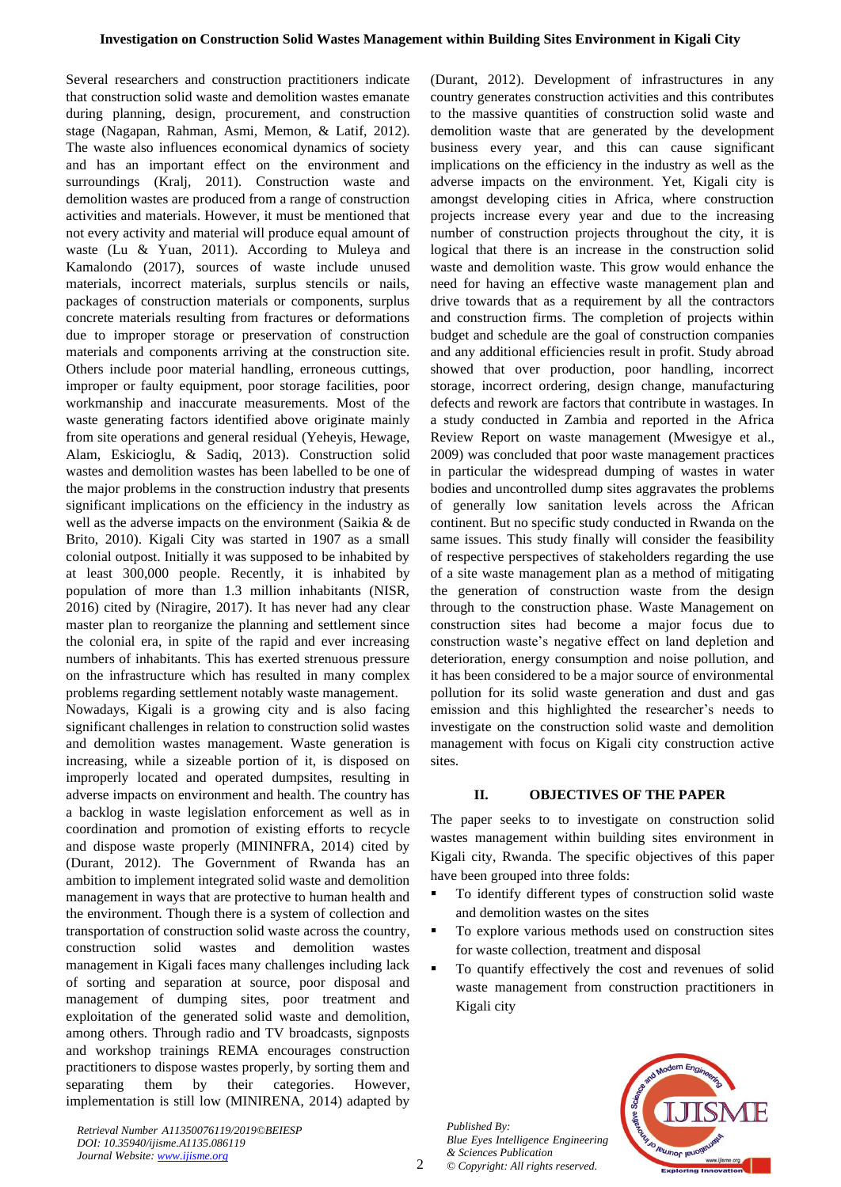Several researchers and construction practitioners indicate that construction solid waste and demolition wastes emanate during planning, design, procurement, and construction stage (Nagapan, Rahman, Asmi, Memon, & Latif, 2012). The waste also influences economical dynamics of society and has an important effect on the environment and surroundings (Kralj, 2011). Construction waste and demolition wastes are produced from a range of construction activities and materials. However, it must be mentioned that not every activity and material will produce equal amount of waste (Lu & Yuan, 2011). According to Muleya and Kamalondo (2017), sources of waste include unused materials, incorrect materials, surplus stencils or nails, packages of construction materials or components, surplus concrete materials resulting from fractures or deformations due to improper storage or preservation of construction materials and components arriving at the construction site. Others include poor material handling, erroneous cuttings, improper or faulty equipment, poor storage facilities, poor workmanship and inaccurate measurements. Most of the waste generating factors identified above originate mainly from site operations and general residual (Yeheyis, Hewage, Alam, Eskicioglu, & Sadiq, 2013). Construction solid wastes and demolition wastes has been labelled to be one of the major problems in the construction industry that presents significant implications on the efficiency in the industry as well as the adverse impacts on the environment (Saikia & de Brito, 2010). Kigali City was started in 1907 as a small colonial outpost. Initially it was supposed to be inhabited by at least 300,000 people. Recently, it is inhabited by population of more than 1.3 million inhabitants (NISR, 2016) cited by (Niragire, 2017). It has never had any clear master plan to reorganize the planning and settlement since the colonial era, in spite of the rapid and ever increasing numbers of inhabitants. This has exerted strenuous pressure on the infrastructure which has resulted in many complex problems regarding settlement notably waste management.

Nowadays, Kigali is a growing city and is also facing significant challenges in relation to construction solid wastes and demolition wastes management. Waste generation is increasing, while a sizeable portion of it, is disposed on improperly located and operated dumpsites, resulting in adverse impacts on environment and health. The country has a backlog in waste legislation enforcement as well as in coordination and promotion of existing efforts to recycle and dispose waste properly (MININFRA, 2014) cited by (Durant, 2012). The Government of Rwanda has an ambition to implement integrated solid waste and demolition management in ways that are protective to human health and the environment. Though there is a system of collection and transportation of construction solid waste across the country, construction solid wastes and demolition wastes management in Kigali faces many challenges including lack of sorting and separation at source, poor disposal and management of dumping sites, poor treatment and exploitation of the generated solid waste and demolition, among others. Through radio and TV broadcasts, signposts and workshop trainings REMA encourages construction practitioners to dispose wastes properly, by sorting them and separating them by their categories. However, implementation is still low (MINIRENA, 2014) adapted by (Durant, 2012). Development of infrastructures in any country generates construction activities and this contributes to the massive quantities of construction solid waste and demolition waste that are generated by the development business every year, and this can cause significant implications on the efficiency in the industry as well as the adverse impacts on the environment. Yet, Kigali city is amongst developing cities in Africa, where construction projects increase every year and due to the increasing number of construction projects throughout the city, it is logical that there is an increase in the construction solid waste and demolition waste. This grow would enhance the need for having an effective waste management plan and drive towards that as a requirement by all the contractors and construction firms. The completion of projects within budget and schedule are the goal of construction companies and any additional efficiencies result in profit. Study abroad showed that over production, poor handling, incorrect storage, incorrect ordering, design change, manufacturing defects and rework are factors that contribute in wastages. In a study conducted in Zambia and reported in the Africa Review Report on waste management (Mwesigye et al., 2009) was concluded that poor waste management practices in particular the widespread dumping of wastes in water bodies and uncontrolled dump sites aggravates the problems of generally low sanitation levels across the African continent. But no specific study conducted in Rwanda on the same issues. This study finally will consider the feasibility of respective perspectives of stakeholders regarding the use of a site waste management plan as a method of mitigating the generation of construction waste from the design through to the construction phase. Waste Management on construction sites had become a major focus due to construction waste's negative effect on land depletion and deterioration, energy consumption and noise pollution, and it has been considered to be a major source of environmental pollution for its solid waste generation and dust and gas emission and this highlighted the researcher's needs to investigate on the construction solid waste and demolition management with focus on Kigali city construction active sites.

## II. OBJECTIVES OF THE PAPER

The paper seeks to to investigate on construction solid wastes management within building sites environment in Kigali city, Rwanda. The specific objectives of this paper have been grouped into three folds:

- To identify different types of construction solid waste and demolition wastes on the sites
- To explore various methods used on construction sites for waste collection, treatment and disposal
- To quantify effectively the cost and revenues of solid waste management from construction practitioners in Kigali city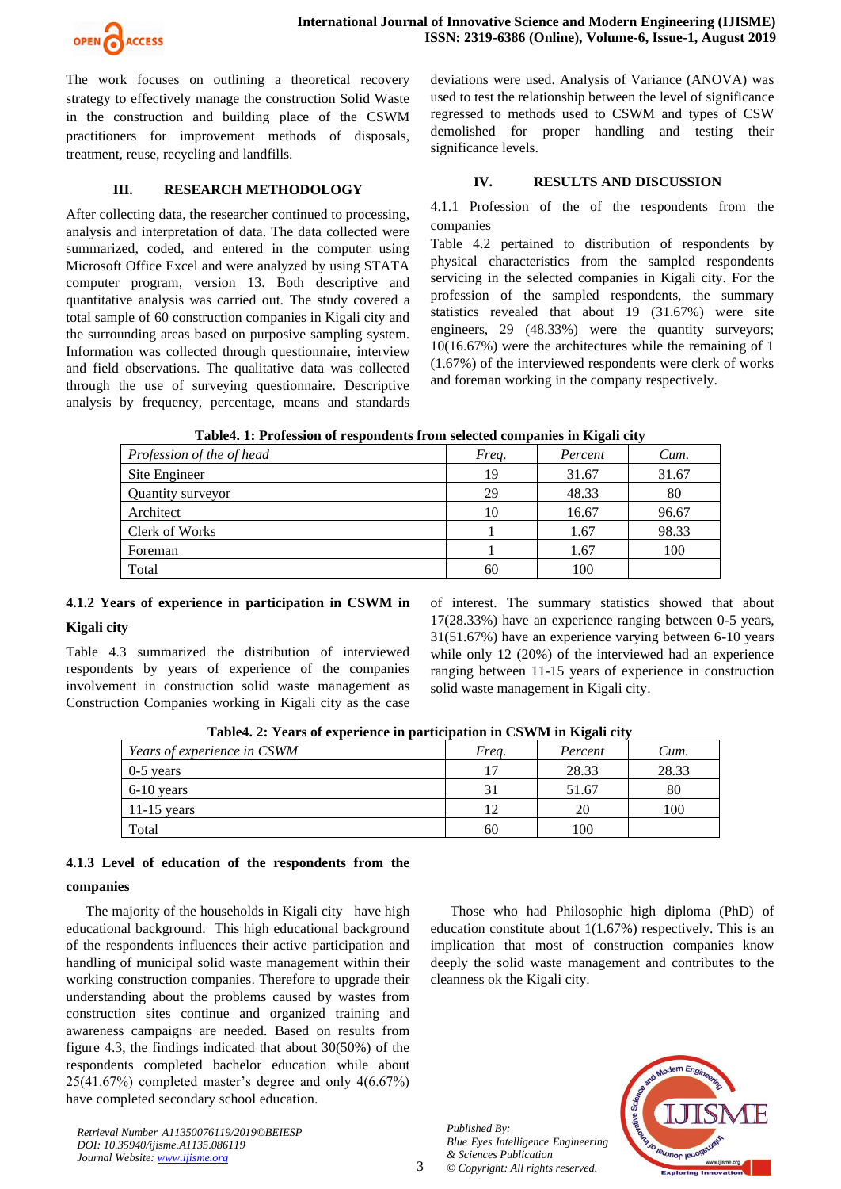The work focuses on outlining a theoretical recovery strategy to effectively manage the construction Solid Waste in the construction and building place of the CSWM practitioners for improvement methods of disposals, treatment, reuse, recycling and landfills.

## III. RESEARCH METHODOLOGY

After collecting data, the researcher continued to processing, analysis and interpretation of data. The data collected were summarized, coded, and entered in the computer using Microsoft Office Excel and were analyzed by using STATA computer program, version 13. Both descriptive and quantitative analysis was carried out. The study covered a total sample of 60 construction companies in Kigali city and the surrounding areas based on purposive sampling system. Information was collected through questionnaire, interview and field observations. The qualitative data was collected through the use of surveying questionnaire. Descriptive analysis by frequency, percentage, means and standards deviations were used. Analysis of Variance (ANOVA) was used to test the relationship between the level of significance regressed to methods used to CSWM and types of CSW demolished for proper handling and testing their significance levels.

## IV. RESULTS AND DISCUSSION

4.1.1 Profession of the of the respondents from the companies

Table 4.2 pertained to distribution of respondents by physical characteristics from the sampled respondents servicing in the selected companies in Kigali city. For the profession of the sampled respondents, the summary statistics revealed that about 19 (31.67%) were site engineers, 29 (48.33%) were the quantity surveyors; 10(16.67%) were the architectures while the remaining of 1 (1.67%) of the interviewed respondents were clerk of works and foreman working in the company respectively.

**Table4. 1: Profession of respondents from selected companies in Kigali city**

| *Profession of the of head* | *Freq.* | *Percent* | *Cum.* |
|---|---|---|---|
| Site Engineer | 19 | 31.67 | 31.67 |
| Quantity surveyor | 29 | 48.33 | 80 |
| Architect | 10 | 16.67 | 96.67 |
| Clerk of Works | 1 | 1.67 | 98.33 |
| Foreman | 1 | 1.67 | 100 |
| Total | 60 | 100 | |

### 4.1.2 Years of experience in participation in CSWM in Kigali city

Table 4.3 summarized the distribution of interviewed respondents by years of experience of the companies involvement in construction solid waste management as Construction Companies working in Kigali city as the case of interest. The summary statistics showed that about 17(28.33%) have an experience ranging between 0-5 years, 31(51.67%) have an experience varying between 6-10 years while only 12 (20%) of the interviewed had an experience ranging between 11-15 years of experience in construction solid waste management in Kigali city.

**Table4. 2: Years of experience in participation in CSWM in Kigali city**

| *Years of experience in CSWM* | *Freq.* | *Percent* | *Cum.* |
|---|---|---|---|
| 0-5 years | 17 | 28.33 | 28.33 |
| 6-10 years | 31 | 51.67 | 80 |
| 11-15 years | 12 | 20 | 100 |
| Total | 60 | 100 | |

### 4.1.3 Level of education of the respondents from the companies

The majority of the households in Kigali city have high educational background. This high educational background of the respondents influences their active participation and handling of municipal solid waste management within their working construction companies. Therefore to upgrade their understanding about the problems caused by wastes from construction sites continue and organized training and awareness campaigns are needed. Based on results from figure 4.3, the findings indicated that about 30(50%) of the respondents completed bachelor education while about 25(41.67%) completed master's degree and only 4(6.67%) have completed secondary school education.

Those who had Philosophic high diploma (PhD) of education constitute about 1(1.67%) respectively. This is an implication that most of construction companies know deeply the solid waste management and contributes to the cleanness ok the Kigali city.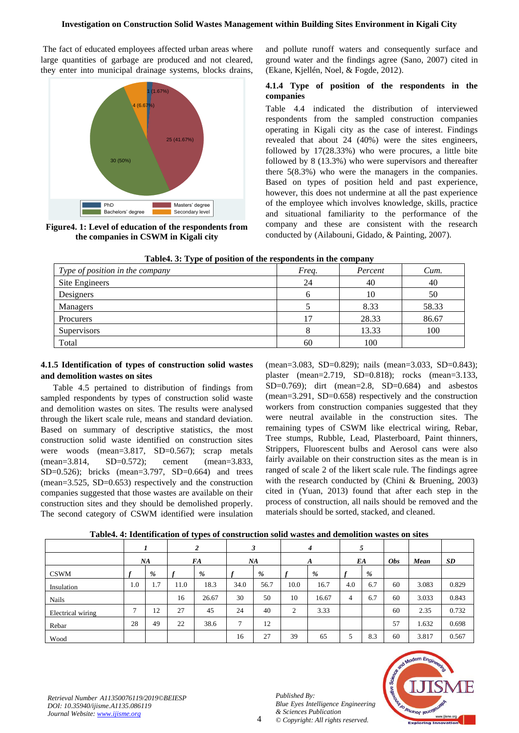The fact of educated employees affected urban areas where large quantities of garbage are produced and not cleared, they enter into municipal drainage systems, blocks drains, and pollute runoff waters and consequently surface and ground water and the findings agree (Sano, 2007) cited in (Ekane, Kjellén, Noel, & Fogde, 2012).

**Figure4. 1: Level of education of the respondents from the companies in CSWM in Kigali city**

#### 4.1.4 Type of position of the respondents in the companies

Table 4.4 indicated the distribution of interviewed respondents from the sampled construction companies operating in Kigali city as the case of interest. Findings revealed that about 24 (40%) were the sites engineers, followed by 17(28.33%) who were procures, a little bite followed by 8 (13.3%) who were supervisors and thereafter there 5(8.3%) who were the managers in the companies. Based on types of position held and past experience, however, this does not undermine at all the past experience of the employee which involves knowledge, skills, practice and situational familiarity to the performance of the company and these are consistent with the research conducted by (Ailabouni, Gidado, & Painting, 2007).

**Table4. 3: Type of position of the respondents in the company**

| *Type of position in the company* | *Freq.* | *Percent* | *Cum.* |
|---|---|---|---|
| Site Engineers | 24 | 40 | 40 |
| Designers | 6 | 10 | 50 |
| Managers | 5 | 8.33 | 58.33 |
| Procurers | 17 | 28.33 | 86.67 |
| Supervisors | 8 | 13.33 | 100 |
| Total | 60 | 100 | |

#### 4.1.5 Identification of types of construction solid wastes and demolition wastes on sites

Table 4.5 pertained to distribution of findings from sampled respondents by types of construction solid waste and demolition wastes on sites. The results were analysed through the likert scale rule, means and standard deviation. Based on summary of descriptive statistics, the most construction solid waste identified on construction sites were woods (mean=3.817, SD=0.567); scrap metals (mean=3.814, SD=0.572); cement (mean=3.833, SD=0.526); bricks (mean=3.797, SD=0.664) and trees (mean=3.525, SD=0.653) respectively and the construction companies suggested that those wastes are available on their construction sites and they should be demolished properly. The second category of CSWM identified were insulation (mean=3.083, SD=0.829); nails (mean=3.033, SD=0.843); plaster (mean=2.719, SD=0.818); rocks (mean=3.133, SD=0.769); dirt (mean=2.8, SD=0.684) and asbestos (mean=3.291, SD=0.658) respectively and the construction workers from construction companies suggested that they were neutral available in the construction sites. The remaining types of CSWM like electrical wiring, Rebar, Tree stumps, Rubble, Lead, Plasterboard, Paint thinners, Strippers, Fluorescent bulbs and Aerosol cans were also fairly available on their construction sites as the mean is in ranged of scale 2 of the likert scale rule. The findings agree with the research conducted by (Chini & Bruening, 2003) cited in (Yuan, 2013) found that after each step in the process of construction, all nails should be removed and the materials should be sorted, stacked, and cleaned.

**Table4. 4: Identification of types of construction solid wastes and demolition wastes on sites**

| | *1* | | *2* | | *3* | | *4* | | *5* | | | | |
|---|---|---|---|---|---|---|---|---|---|---|---|---|---|
| | *NA* | | *FA* | | *NA* | | *A* | | *EA* | | *Obs* | *Mean* | *SD* |
| CSWM | *f* | *%* | *f* | *%* | *f* | *%* | *f* | *%* | *f* | *%* | | | |
| Insulation | 1.0 | 1.7 | 11.0 | 18.3 | 34.0 | 56.7 | 10.0 | 16.7 | 4.0 | 6.7 | 60 | 3.083 | 0.829 |
| Nails | | | 16 | 26.67 | 30 | 50 | 10 | 16.67 | 4 | 6.7 | 60 | 3.033 | 0.843 |
| Electrical wiring | 7 | 12 | 27 | 45 | 24 | 40 | 2 | 3.33 | | | 60 | 2.35 | 0.732 |
| Rebar | 28 | 49 | 22 | 38.6 | 7 | 12 | | | | | 57 | 1.632 | 0.698 |
| Wood | | | | | 16 | 27 | 39 | 65 | 5 | 8.3 | 60 | 3.817 | 0.567 |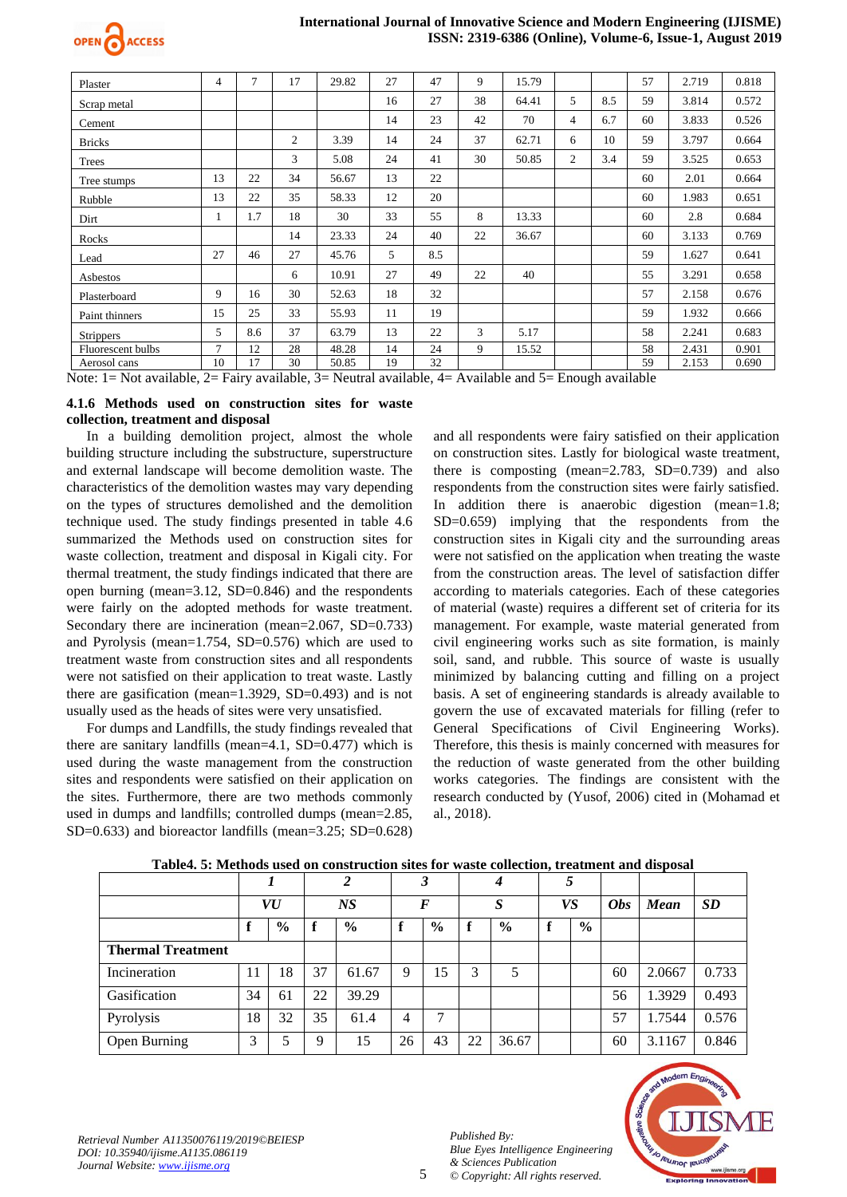| | 1 | | 2 | | 3 | | 4 | | 5 | | | | |
|---|---|---|---|---|---|---|---|---|---|---|---|---|---|
| | f | % | f | % | f | % | f | % | f | % | Obs | Mean | SD |
| Plaster | 4 | 7 | 17 | 29.82 | 27 | 47 | 9 | 15.79 | | | 57 | 2.719 | 0.818 |
| Scrap metal | | | | | 16 | 27 | 38 | 64.41 | 5 | 8.5 | 59 | 3.814 | 0.572 |
| Cement | | | | | 14 | 23 | 42 | 70 | 4 | 6.7 | 60 | 3.833 | 0.526 |
| Bricks | | | 2 | 3.39 | 14 | 24 | 37 | 62.71 | 6 | 10 | 59 | 3.797 | 0.664 |
| Trees | | | 3 | 5.08 | 24 | 41 | 30 | 50.85 | 2 | 3.4 | 59 | 3.525 | 0.653 |
| Tree stumps | 13 | 22 | 34 | 56.67 | 13 | 22 | | | | | 60 | 2.01 | 0.664 |
| Rubble | 13 | 22 | 35 | 58.33 | 12 | 20 | | | | | 60 | 1.983 | 0.651 |
| Dirt | 1 | 1.7 | 18 | 30 | 33 | 55 | 8 | 13.33 | | | 60 | 2.8 | 0.684 |
| Rocks | | | 14 | 23.33 | 24 | 40 | 22 | 36.67 | | | 60 | 3.133 | 0.769 |
| Lead | 27 | 46 | 27 | 45.76 | 5 | 8.5 | | | | | 59 | 1.627 | 0.641 |
| Asbestos | | | 6 | 10.91 | 27 | 49 | 22 | 40 | | | 55 | 3.291 | 0.658 |
| Plasterboard | 9 | 16 | 30 | 52.63 | 18 | 32 | | | | | 57 | 2.158 | 0.676 |
| Paint thinners | 15 | 25 | 33 | 55.93 | 11 | 19 | | | | | 59 | 1.932 | 0.666 |
| Strippers | 5 | 8.6 | 37 | 63.79 | 13 | 22 | 3 | 5.17 | | | 58 | 2.241 | 0.683 |
| Fluorescent bulbs | 7 | 12 | 28 | 48.28 | 14 | 24 | 9 | 15.52 | | | 58 | 2.431 | 0.901 |
| Aerosol cans | 10 | 17 | 30 | 50.85 | 19 | 32 | | | | | 59 | 2.153 | 0.690 |

Note: 1= Not available, 2= Fairy available, 3= Neutral available, 4= Available and 5= Enough available

### 4.1.6 Methods used on construction sites for waste collection, treatment and disposal

In a building demolition project, almost the whole building structure including the substructure, superstructure and external landscape will become demolition waste. The characteristics of the demolition wastes may vary depending on the types of structures demolished and the demolition technique used. The study findings presented in table 4.6 summarized the Methods used on construction sites for waste collection, treatment and disposal in Kigali city. For thermal treatment, the study findings indicated that there are open burning (mean=3.12, SD=0.846) and the respondents were fairly on the adopted methods for waste treatment. Secondary there are incineration (mean=2.067, SD=0.733) and Pyrolysis (mean=1.754, SD=0.576) which are used to treatment waste from construction sites and all respondents were not satisfied on their application to treat waste. Lastly there are gasification (mean=1.3929, SD=0.493) and is not usually used as the heads of sites were very unsatisfied.

For dumps and Landfills, the study findings revealed that there are sanitary landfills (mean=4.1, SD=0.477) which is used during the waste management from the construction sites and respondents were satisfied on their application on the sites. Furthermore, there are two methods commonly used in dumps and landfills; controlled dumps (mean=2.85, SD=0.633) and bioreactor landfills (mean=3.25; SD=0.628) and all respondents were fairy satisfied on their application on construction sites. Lastly for biological waste treatment, there is composting (mean=2.783, SD=0.739) and also respondents from the construction sites were fairly satisfied. In addition there is anaerobic digestion (mean=1.8; SD=0.659) implying that the respondents from the construction sites in Kigali city and the surrounding areas were not satisfied on the application when treating the waste from the construction areas. The level of satisfaction differ according to materials categories. Each of these categories of material (waste) requires a different set of criteria for its management. For example, waste material generated from civil engineering works such as site formation, is mainly soil, sand, and rubble. This source of waste is usually minimized by balancing cutting and filling on a project basis. A set of engineering standards is already available to govern the use of excavated materials for filling (refer to General Specifications of Civil Engineering Works). Therefore, this thesis is mainly concerned with measures for the reduction of waste generated from the other building works categories. The findings are consistent with the research conducted by (Yusof, 2006) cited in (Mohamad et al., 2018).

**Table4. 5: Methods used on construction sites for waste collection, treatment and disposal**

| | 1 | | 2 | | 3 | | 4 | | 5 | | | | |
|---|---|---|---|---|---|---|---|---|---|---|---|---|---|
| | VU | | NS | | F | | S | | VS | | Obs | Mean | SD |
| | f | % | f | % | f | % | f | % | f | % | | | |
| **Thermal Treatment** | | | | | | | | | | | | | |
| Incineration | 11 | 18 | 37 | 61.67 | 9 | 15 | 3 | 5 | | | 60 | 2.0667 | 0.733 |
| Gasification | 34 | 61 | 22 | 39.29 | | | | | | | 56 | 1.3929 | 0.493 |
| Pyrolysis | 18 | 32 | 35 | 61.4 | 4 | 7 | | | | | 57 | 1.7544 | 0.576 |
| Open Burning | 3 | 5 | 9 | 15 | 26 | 43 | 22 | 36.67 | | | 60 | 3.1167 | 0.846 |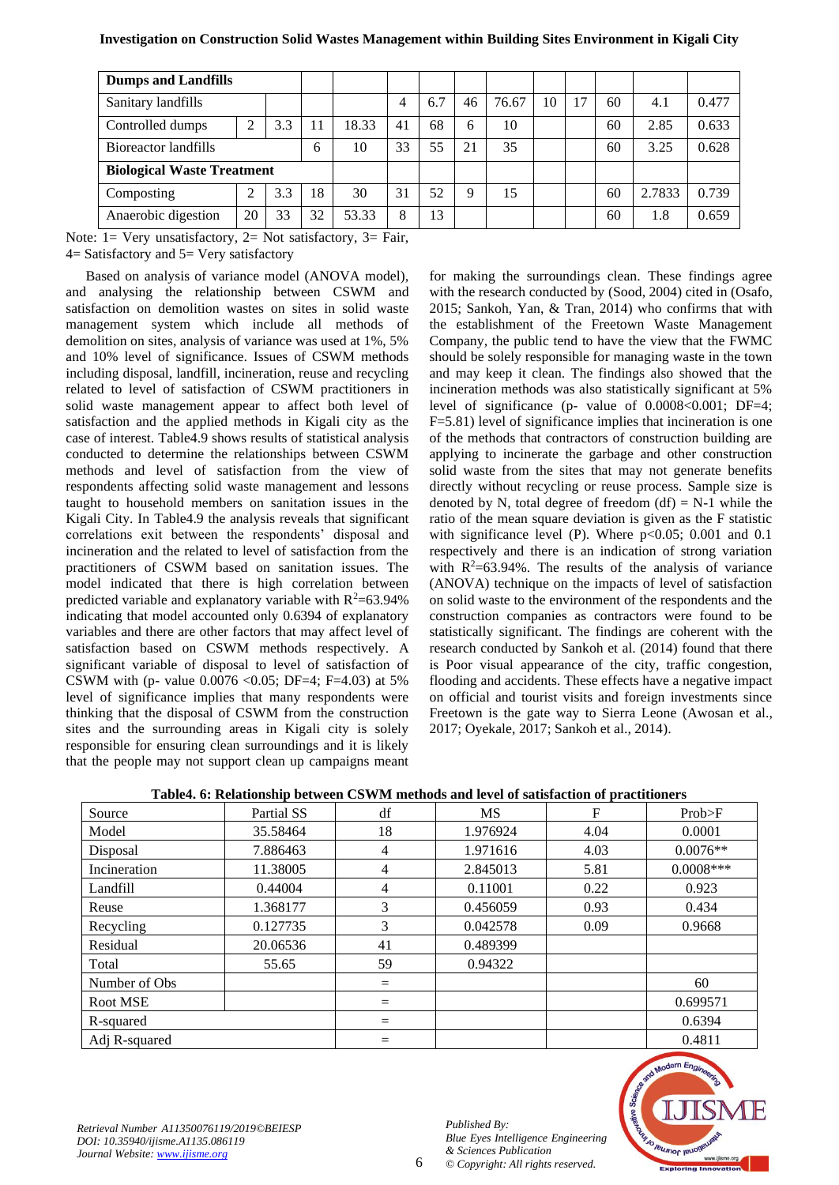| | | | | | | | | | | | | | |
|---|---|---|---|---|---|---|---|---|---|---|---|---|---|
| **Dumps and Landfills** | | | | | | | | | | | | | |
| Sanitary landfills | | | | | 4 | 6.7 | 46 | 76.67 | 10 | 17 | 60 | 4.1 | 0.477 |
| Controlled dumps | 2 | 3.3 | 11 | 18.33 | 41 | 68 | 6 | 10 | | | 60 | 2.85 | 0.633 |
| Bioreactor landfills | | | 6 | 10 | 33 | 55 | 21 | 35 | | | 60 | 3.25 | 0.628 |
| **Biological Waste Treatment** | | | | | | | | | | | | | |
| Composting | 2 | 3.3 | 18 | 30 | 31 | 52 | 9 | 15 | | | 60 | 2.7833 | 0.739 |
| Anaerobic digestion | 20 | 33 | 32 | 53.33 | 8 | 13 | | | | | 60 | 1.8 | 0.659 |

Note: 1= Very unsatisfactory, 2= Not satisfactory, 3= Fair, 4= Satisfactory and 5= Very satisfactory

Based on analysis of variance model (ANOVA model), and analysing the relationship between CSWM and satisfaction on demolition wastes on sites in solid waste management system which include all methods of demolition on sites, analysis of variance was used at 1%, 5% and 10% level of significance. Issues of CSWM methods including disposal, landfill, incineration, reuse and recycling related to level of satisfaction of CSWM practitioners in solid waste management appear to affect both level of satisfaction and the applied methods in Kigali city as the case of interest. Table4.9 shows results of statistical analysis conducted to determine the relationships between CSWM methods and level of satisfaction from the view of respondents affecting solid waste management and lessons taught to household members on sanitation issues in the Kigali City. In Table4.9 the analysis reveals that significant correlations exit between the respondents' disposal and incineration and the related to level of satisfaction from the practitioners of CSWM based on sanitation issues. The model indicated that there is high correlation between predicted variable and explanatory variable with $R^2$=63.94% indicating that model accounted only 0.6394 of explanatory variables and there are other factors that may affect level of satisfaction based on CSWM methods respectively. A significant variable of disposal to level of satisfaction of CSWM with (p- value 0.0076 <0.05; DF=4; F=4.03) at 5% level of significance implies that many respondents were thinking that the disposal of CSWM from the construction sites and the surrounding areas in Kigali city is solely responsible for ensuring clean surroundings and it is likely that the people may not support clean up campaigns meant for making the surroundings clean. These findings agree with the research conducted by (Sood, 2004) cited in (Osafo, 2015; Sankoh, Yan, & Tran, 2014) who confirms that with the establishment of the Freetown Waste Management Company, the public tend to have the view that the FWMC should be solely responsible for managing waste in the town and may keep it clean. The findings also showed that the incineration methods was also statistically significant at 5% level of significance (p- value of 0.0008<0.001; DF=4; F=5.81) level of significance implies that incineration is one of the methods that contractors of construction building are applying to incinerate the garbage and other construction solid waste from the sites that may not generate benefits directly without recycling or reuse process. Sample size is denoted by N, total degree of freedom (df) = N-1 while the ratio of the mean square deviation is given as the F statistic with significance level (P). Where p<0.05; 0.001 and 0.1 respectively and there is an indication of strong variation with $R^2$=63.94%. The results of the analysis of variance (ANOVA) technique on the impacts of level of satisfaction on solid waste to the environment of the respondents and the construction companies as contractors were found to be statistically significant. The findings are coherent with the research conducted by Sankoh et al. (2014) found that there is Poor visual appearance of the city, traffic congestion, flooding and accidents. These effects have a negative impact on official and tourist visits and foreign investments since Freetown is the gate way to Sierra Leone (Awosan et al., 2017; Oyekale, 2017; Sankoh et al., 2014).

**Table4. 6: Relationship between CSWM methods and level of satisfaction of practitioners**

| Source | Partial SS | df | MS | F | Prob>F |
|---|---|---|---|---|---|
| Model | 35.58464 | 18 | 1.976924 | 4.04 | 0.0001 |
| Disposal | 7.886463 | 4 | 1.971616 | 4.03 | 0.0076** |
| Incineration | 11.38005 | 4 | 2.845013 | 5.81 | 0.0008*** |
| Landfill | 0.44004 | 4 | 0.11001 | 0.22 | 0.923 |
| Reuse | 1.368177 | 3 | 0.456059 | 0.93 | 0.434 |
| Recycling | 0.127735 | 3 | 0.042578 | 0.09 | 0.9668 |
| Residual | 20.06536 | 41 | 0.489399 | | |
| Total | 55.65 | 59 | 0.94322 | | |
| Number of Obs | | = | | | 60 |
| Root MSE | | = | | | 0.699571 |
| R-squared | | = | | | 0.6394 |
| Adj R-squared | | = | | | 0.4811 |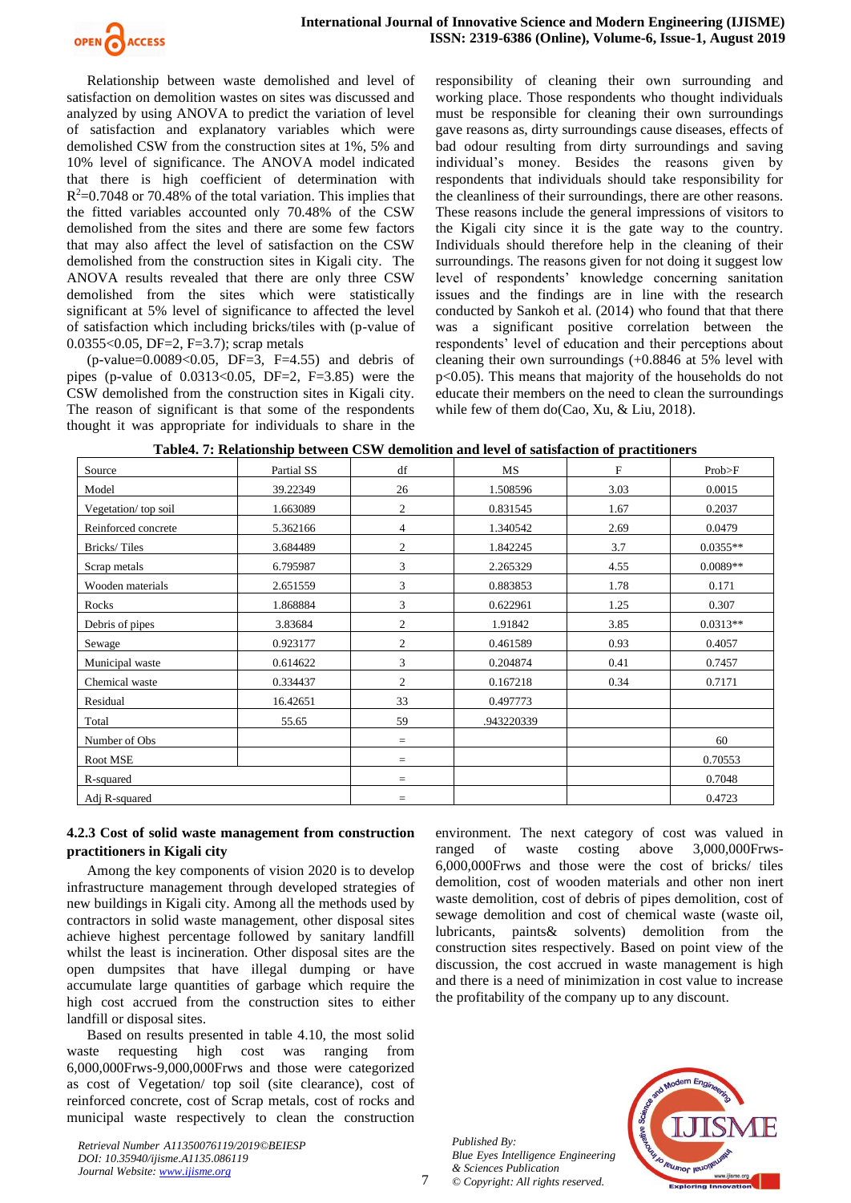Relationship between waste demolished and level of satisfaction on demolition wastes on sites was discussed and analyzed by using ANOVA to predict the variation of level of satisfaction and explanatory variables which were demolished CSW from the construction sites at 1%, 5% and 10% level of significance. The ANOVA model indicated that there is high coefficient of determination with $R^2$=0.7048 or 70.48% of the total variation. This implies that the fitted variables accounted only 70.48% of the CSW demolished from the sites and there are some few factors that may also affect the level of satisfaction on the CSW demolished from the construction sites in Kigali city. The ANOVA results revealed that there are only three CSW demolished from the sites which were statistically significant at 5% level of significance to affected the level of satisfaction which including bricks/tiles with (p-value of 0.0355<0.05, DF=2, F=3.7); scrap metals

(p-value=0.0089<0.05, DF=3, F=4.55) and debris of pipes (p-value of 0.0313<0.05, DF=2, F=3.85) were the CSW demolished from the construction sites in Kigali city. The reason of significant is that some of the respondents thought it was appropriate for individuals to share in the responsibility of cleaning their own surrounding and working place. Those respondents who thought individuals must be responsible for cleaning their own surroundings gave reasons as, dirty surroundings cause diseases, effects of bad odour resulting from dirty surroundings and saving individual's money. Besides the reasons given by respondents that individuals should take responsibility for the cleanliness of their surroundings, there are other reasons. These reasons include the general impressions of visitors to the Kigali city since it is the gate way to the country. Individuals should therefore help in the cleaning of their surroundings. The reasons given for not doing it suggest low level of respondents' knowledge concerning sanitation issues and the findings are in line with the research conducted by Sankoh et al. (2014) who found that that there was a significant positive correlation between the respondents' level of education and their perceptions about cleaning their own surroundings (+0.8846 at 5% level with p<0.05). This means that majority of the households do not educate their members on the need to clean the surroundings while few of them do(Cao, Xu, & Liu, 2018).

**Table4. 7: Relationship between CSW demolition and level of satisfaction of practitioners**

| Source | Partial SS | df | MS | F | Prob>F |
|---|---|---|---|---|---|
| Model | 39.22349 | 26 | 1.508596 | 3.03 | 0.0015 |
| Vegetation/ top soil | 1.663089 | 2 | 0.831545 | 1.67 | 0.2037 |
| Reinforced concrete | 5.362166 | 4 | 1.340542 | 2.69 | 0.0479 |
| Bricks/ Tiles | 3.684489 | 2 | 1.842245 | 3.7 | 0.0355** |
| Scrap metals | 6.795987 | 3 | 2.265329 | 4.55 | 0.0089** |
| Wooden materials | 2.651559 | 3 | 0.883853 | 1.78 | 0.171 |
| Rocks | 1.868884 | 3 | 0.622961 | 1.25 | 0.307 |
| Debris of pipes | 3.83684 | 2 | 1.91842 | 3.85 | 0.0313** |
| Sewage | 0.923177 | 2 | 0.461589 | 0.93 | 0.4057 |
| Municipal waste | 0.614622 | 3 | 0.204874 | 0.41 | 0.7457 |
| Chemical waste | 0.334437 | 2 | 0.167218 | 0.34 | 0.7171 |
| Residual | 16.42651 | 33 | 0.497773 | | |
| Total | 55.65 | 59 | .943220339 | | |
| Number of Obs | | = | | | 60 |
| Root MSE | | = | | | 0.70553 |
| R-squared | | = | | | 0.7048 |
| Adj R-squared | | = | | | 0.4723 |

### 4.2.3 Cost of solid waste management from construction practitioners in Kigali city

Among the key components of vision 2020 is to develop infrastructure management through developed strategies of new buildings in Kigali city. Among all the methods used by contractors in solid waste management, other disposal sites achieve highest percentage followed by sanitary landfill whilst the least is incineration. Other disposal sites are the open dumpsites that have illegal dumping or have accumulate large quantities of garbage which require the high cost accrued from the construction sites to either landfill or disposal sites.

Based on results presented in table 4.10, the most solid waste requesting high cost was ranging from 6,000,000Frws-9,000,000Frws and those were categorized as cost of Vegetation/ top soil (site clearance), cost of reinforced concrete, cost of Scrap metals, cost of rocks and municipal waste respectively to clean the construction environment. The next category of cost was valued in ranged of waste costing above 3,000,000Frws-6,000,000Frws and those were the cost of bricks/ tiles demolition, cost of wooden materials and other non inert waste demolition, cost of debris of pipes demolition, cost of sewage demolition and cost of chemical waste (waste oil, lubricants, paints& solvents) demolition from the construction sites respectively. Based on point view of the discussion, the cost accrued in waste management is high and there is a need of minimization in cost value to increase the profitability of the company up to any discount.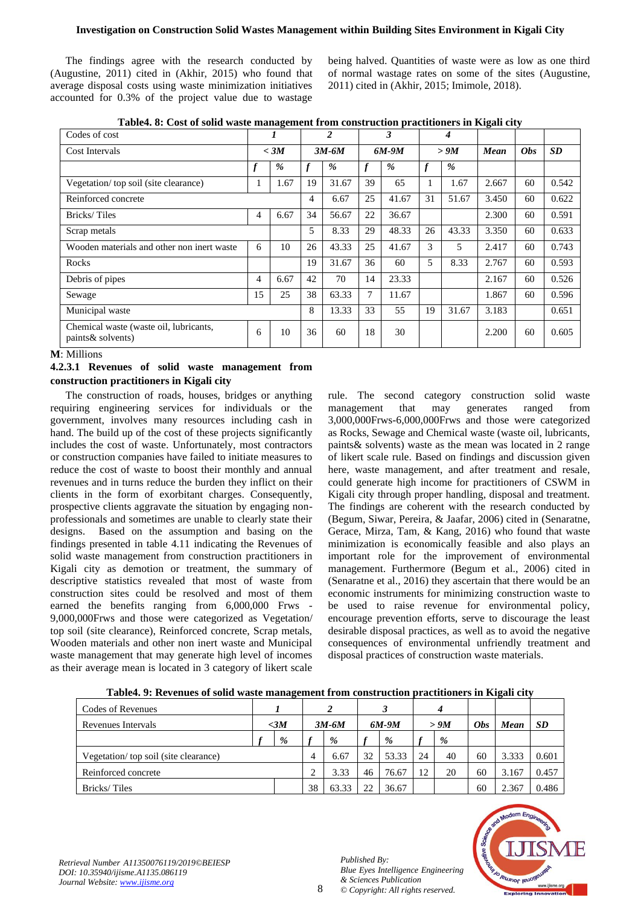The findings agree with the research conducted by (Augustine, 2011) cited in (Akhir, 2015) who found that average disposal costs using waste minimization initiatives accounted for 0.3% of the project value due to wastage being halved. Quantities of waste were as low as one third of normal wastage rates on some of the sites (Augustine, 2011) cited in (Akhir, 2015; Imimole, 2018).

**Table4. 8: Cost of solid waste management from construction practitioners in Kigali city**

| Codes of cost | *1* | | *2* | | *3* | | *4* | | | | |
|---|---|---|---|---|---|---|---|---|---|---|---|
| Cost Intervals | *< 3M* | | *3M-6M* | | *6M-9M* | | *> 9M* | | *Mean* | *Obs* | *SD* |
| | *f* | *%* | *f* | *%* | *f* | *%* | *f* | *%* | | | |
| Vegetation/ top soil (site clearance) | 1 | 1.67 | 19 | 31.67 | 39 | 65 | 1 | 1.67 | 2.667 | 60 | 0.542 |
| Reinforced concrete | | | 4 | 6.67 | 25 | 41.67 | 31 | 51.67 | 3.450 | 60 | 0.622 |
| Bricks/ Tiles | 4 | 6.67 | 34 | 56.67 | 22 | 36.67 | | | 2.300 | 60 | 0.591 |
| Scrap metals | | | 5 | 8.33 | 29 | 48.33 | 26 | 43.33 | 3.350 | 60 | 0.633 |
| Wooden materials and other non inert waste | 6 | 10 | 26 | 43.33 | 25 | 41.67 | 3 | 5 | 2.417 | 60 | 0.743 |
| Rocks | | | 19 | 31.67 | 36 | 60 | 5 | 8.33 | 2.767 | 60 | 0.593 |
| Debris of pipes | 4 | 6.67 | 42 | 70 | 14 | 23.33 | | | 2.167 | 60 | 0.526 |
| Sewage | 15 | 25 | 38 | 63.33 | 7 | 11.67 | | | 1.867 | 60 | 0.596 |
| Municipal waste | | | 8 | 13.33 | 33 | 55 | 19 | 31.67 | 3.183 | | 0.651 |
| Chemical waste (waste oil, lubricants, paints& solvents) | 6 | 10 | 36 | 60 | 18 | 30 | | | 2.200 | 60 | 0.605 |

**M**: Millions

#### 4.2.3.1 Revenues of solid waste management from construction practitioners in Kigali city

The construction of roads, houses, bridges or anything requiring engineering services for individuals or the government, involves many resources including cash in hand. The build up of the cost of these projects significantly includes the cost of waste. Unfortunately, most contractors or construction companies have failed to initiate measures to reduce the cost of waste to boost their monthly and annual revenues and in turns reduce the burden they inflict on their clients in the form of exorbitant charges. Consequently, prospective clients aggravate the situation by engaging non-professionals and sometimes are unable to clearly state their designs. Based on the assumption and basing on the findings presented in table 4.11 indicating the Revenues of solid waste management from construction practitioners in Kigali city as demotion or treatment, the summary of descriptive statistics revealed that most of waste from construction sites could be resolved and most of them earned the benefits ranging from 6,000,000 Frws - 9,000,000Frws and those were categorized as Vegetation/ top soil (site clearance), Reinforced concrete, Scrap metals, Wooden materials and other non inert waste and Municipal waste management that may generate high level of incomes as their average mean is located in 3 category of likert scale rule. The second category construction solid waste management that may generates ranged from 3,000,000Frws-6,000,000Frws and those were categorized as Rocks, Sewage and Chemical waste (waste oil, lubricants, paints& solvents) waste as the mean was located in 2 range of likert scale rule. Based on findings and discussion given here, waste management, and after treatment and resale, could generate high income for practitioners of CSWM in Kigali city through proper handling, disposal and treatment. The findings are coherent with the research conducted by (Begum, Siwar, Pereira, & Jaafar, 2006) cited in (Senaratne, Gerace, Mirza, Tam, & Kang, 2016) who found that waste minimization is economically feasible and also plays an important role for the improvement of environmental management. Furthermore (Begum et al., 2006) cited in (Senaratne et al., 2016) they ascertain that there would be an economic instruments for minimizing construction waste to be used to raise revenue for environmental policy, encourage prevention efforts, serve to discourage the least desirable disposal practices, as well as to avoid the negative consequences of environmental unfriendly treatment and disposal practices of construction waste materials.

**Table4. 9: Revenues of solid waste management from construction practitioners in Kigali city**

| Codes of Revenues | *1* | | *2* | | *3* | | *4* | | | | |
|---|---|---|---|---|---|---|---|---|---|---|---|
| Revenues Intervals | *<3M* | | *3M-6M* | | *6M-9M* | | *> 9M* | | *Obs* | *Mean* | *SD* |
| | *f* | *%* | *f* | *%* | *f* | *%* | *f* | *%* | | | |
| Vegetation/ top soil (site clearance) | | | 4 | 6.67 | 32 | 53.33 | 24 | 40 | 60 | 3.333 | 0.601 |
| Reinforced concrete | | | 2 | 3.33 | 46 | 76.67 | 12 | 20 | 60 | 3.167 | 0.457 |
| Bricks/ Tiles | | | 38 | 63.33 | 22 | 36.67 | | | 60 | 2.367 | 0.486 |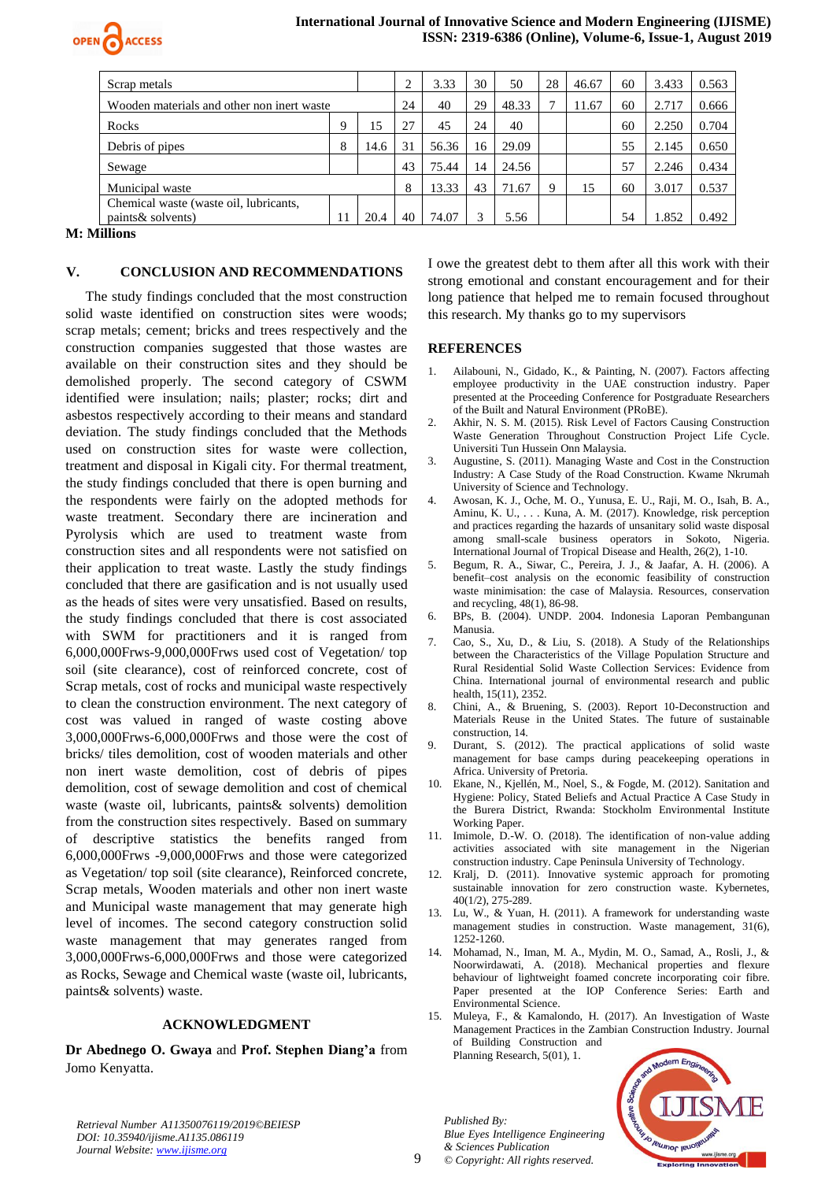| | | | | | | | | | | | |
|---|---|---|---|---|---|---|---|---|---|---|---|
| Scrap metals | | | 2 | 3.33 | 30 | 50 | 28 | 46.67 | 60 | 3.433 | 0.563 |
| Wooden materials and other non inert waste | | | 24 | 40 | 29 | 48.33 | 7 | 11.67 | 60 | 2.717 | 0.666 |
| Rocks | 9 | 15 | 27 | 45 | 24 | 40 | | | 60 | 2.250 | 0.704 |
| Debris of pipes | 8 | 14.6 | 31 | 56.36 | 16 | 29.09 | | | 55 | 2.145 | 0.650 |
| Sewage | | | 43 | 75.44 | 14 | 24.56 | | | 57 | 2.246 | 0.434 |
| Municipal waste | | | 8 | 13.33 | 43 | 71.67 | 9 | 15 | 60 | 3.017 | 0.537 |
| Chemical waste (waste oil, lubricants, paints& solvents) | 11 | 20.4 | 40 | 74.07 | 3 | 5.56 | | | 54 | 1.852 | 0.492 |

**M: Millions**

## V. CONCLUSION AND RECOMMENDATIONS

The study findings concluded that the most construction solid waste identified on construction sites were woods; scrap metals; cement; bricks and trees respectively and the construction companies suggested that those wastes are available on their construction sites and they should be demolished properly. The second category of CSWM identified were insulation; nails; plaster; rocks; dirt and asbestos respectively according to their means and standard deviation. The study findings concluded that the Methods used on construction sites for waste were collection, treatment and disposal in Kigali city. For thermal treatment, the study findings concluded that there is open burning and the respondents were fairly on the adopted methods for waste treatment. Secondary there are incineration and Pyrolysis which are used to treatment waste from construction sites and all respondents were not satisfied on their application to treat waste. Lastly the study findings concluded that there are gasification and is not usually used as the heads of sites were very unsatisfied. Based on results, the study findings concluded that there is cost associated with SWM for practitioners and it is ranged from 6,000,000Frws-9,000,000Frws used cost of Vegetation/ top soil (site clearance), cost of reinforced concrete, cost of Scrap metals, cost of rocks and municipal waste respectively to clean the construction environment. The next category of cost was valued in ranged of waste costing above 3,000,000Frws-6,000,000Frws and those were the cost of bricks/ tiles demolition, cost of wooden materials and other non inert waste demolition, cost of debris of pipes demolition, cost of sewage demolition and cost of chemical waste (waste oil, lubricants, paints& solvents) demolition from the construction sites respectively. Based on summary of descriptive statistics the benefits ranged from 6,000,000Frws -9,000,000Frws and those were categorized as Vegetation/ top soil (site clearance), Reinforced concrete, Scrap metals, Wooden materials and other non inert waste and Municipal waste management that may generate high level of incomes. The second category construction solid waste management that may generates ranged from 3,000,000Frws-6,000,000Frws and those were categorized as Rocks, Sewage and Chemical waste (waste oil, lubricants, paints& solvents) waste.

## ACKNOWLEDGMENT

**Dr Abednego O. Gwaya** and **Prof. Stephen Diang'a** from Jomo Kenyatta.

I owe the greatest debt to them after all this work with their strong emotional and constant encouragement and for their long patience that helped me to remain focused throughout this research. My thanks go to my supervisors

## REFERENCES

1. Ailabouni, N., Gidado, K., & Painting, N. (2007). Factors affecting employee productivity in the UAE construction industry. Paper presented at the Proceeding Conference for Postgraduate Researchers of the Built and Natural Environment (PRoBE).
2. Akhir, N. S. M. (2015). Risk Level of Factors Causing Construction Waste Generation Throughout Construction Project Life Cycle. Universiti Tun Hussein Onn Malaysia.
3. Augustine, S. (2011). Managing Waste and Cost in the Construction Industry: A Case Study of the Road Construction. Kwame Nkrumah University of Science and Technology.
4. Awosan, K. J., Oche, M. O., Yunusa, E. U., Raji, M. O., Isah, B. A., Aminu, K. U., . . . Kuna, A. M. (2017). Knowledge, risk perception and practices regarding the hazards of unsanitary solid waste disposal among small-scale business operators in Sokoto, Nigeria. International Journal of Tropical Disease and Health, 26(2), 1-10.
5. Begum, R. A., Siwar, C., Pereira, J. J., & Jaafar, A. H. (2006). A benefit–cost analysis on the economic feasibility of construction waste minimisation: the case of Malaysia. Resources, conservation and recycling, 48(1), 86-98.
6. BPs, B. (2004). UNDP. 2004. Indonesia Laporan Pembangunan Manusia.
7. Cao, S., Xu, D., & Liu, S. (2018). A Study of the Relationships between the Characteristics of the Village Population Structure and Rural Residential Solid Waste Collection Services: Evidence from China. International journal of environmental research and public health, 15(11), 2352.
8. Chini, A., & Bruening, S. (2003). Report 10-Deconstruction and Materials Reuse in the United States. The future of sustainable construction, 14.
9. Durant, S. (2012). The practical applications of solid waste management for base camps during peacekeeping operations in Africa. University of Pretoria.
10. Ekane, N., Kjellén, M., Noel, S., & Fogde, M. (2012). Sanitation and Hygiene: Policy, Stated Beliefs and Actual Practice A Case Study in the Burera District, Rwanda: Stockholm Environmental Institute Working Paper.
11. Imimole, D.-W. O. (2018). The identification of non-value adding activities associated with site management in the Nigerian construction industry. Cape Peninsula University of Technology.
12. Kralj, D. (2011). Innovative systemic approach for promoting sustainable innovation for zero construction waste. Kybernetes, 40(1/2), 275-289.
13. Lu, W., & Yuan, H. (2011). A framework for understanding waste management studies in construction. Waste management, 31(6), 1252-1260.
14. Mohamad, N., Iman, M. A., Mydin, M. O., Samad, A., Rosli, J., & Noorwirdawati, A. (2018). Mechanical properties and flexure behaviour of lightweight foamed concrete incorporating coir fibre. Paper presented at the IOP Conference Series: Earth and Environmental Science.
15. Muleya, F., & Kamalondo, H. (2017). An Investigation of Waste Management Practices in the Zambian Construction Industry. Journal of Building Construction and Planning Research, 5(01), 1.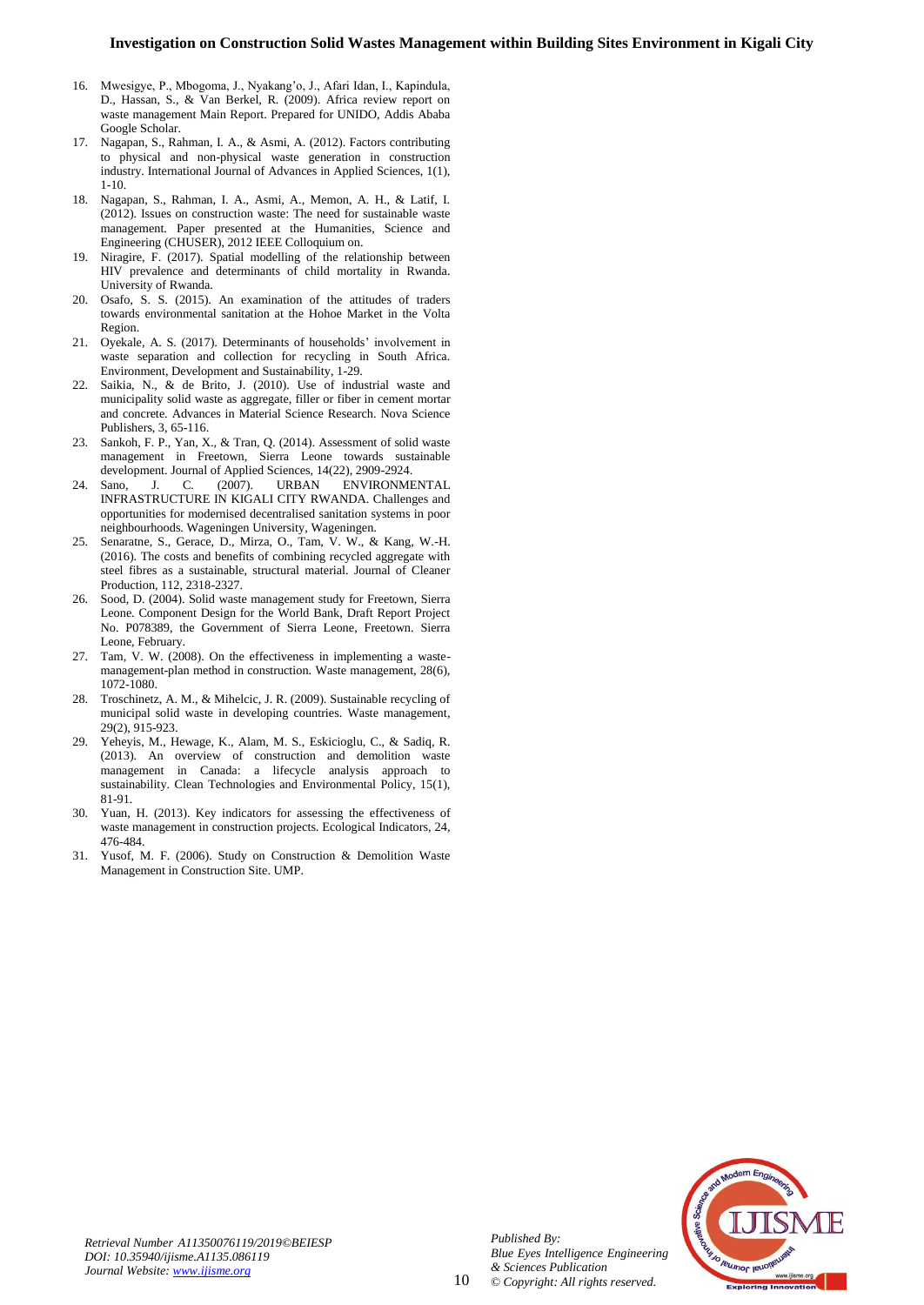16. Mwesigye, P., Mbogoma, J., Nyakang'o, J., Afari Idan, I., Kapindula, D., Hassan, S., & Van Berkel, R. (2009). Africa review report on waste management Main Report. Prepared for UNIDO, Addis Ababa Google Scholar.
17. Nagapan, S., Rahman, I. A., & Asmi, A. (2012). Factors contributing to physical and non-physical waste generation in construction industry. International Journal of Advances in Applied Sciences, 1(1), 1-10.
18. Nagapan, S., Rahman, I. A., Asmi, A., Memon, A. H., & Latif, I. (2012). Issues on construction waste: The need for sustainable waste management. Paper presented at the Humanities, Science and Engineering (CHUSER), 2012 IEEE Colloquium on.
19. Niragire, F. (2017). Spatial modelling of the relationship between HIV prevalence and determinants of child mortality in Rwanda. University of Rwanda.
20. Osafo, S. S. (2015). An examination of the attitudes of traders towards environmental sanitation at the Hohoe Market in the Volta Region.
21. Oyekale, A. S. (2017). Determinants of households' involvement in waste separation and collection for recycling in South Africa. Environment, Development and Sustainability, 1-29.
22. Saikia, N., & de Brito, J. (2010). Use of industrial waste and municipality solid waste as aggregate, filler or fiber in cement mortar and concrete. Advances in Material Science Research. Nova Science Publishers, 3, 65-116.
23. Sankoh, F. P., Yan, X., & Tran, Q. (2014). Assessment of solid waste management in Freetown, Sierra Leone towards sustainable development. Journal of Applied Sciences, 14(22), 2909-2924.
24. Sano, J. C. (2007). URBAN ENVIRONMENTAL INFRASTRUCTURE IN KIGALI CITY RWANDA. Challenges and opportunities for modernised decentralised sanitation systems in poor neighbourhoods. Wageningen University, Wageningen.
25. Senaratne, S., Gerace, D., Mirza, O., Tam, V. W., & Kang, W.-H. (2016). The costs and benefits of combining recycled aggregate with steel fibres as a sustainable, structural material. Journal of Cleaner Production, 112, 2318-2327.
26. Sood, D. (2004). Solid waste management study for Freetown, Sierra Leone. Component Design for the World Bank, Draft Report Project No. P078389, the Government of Sierra Leone, Freetown. Sierra Leone, February.
27. Tam, V. W. (2008). On the effectiveness in implementing a waste-management-plan method in construction. Waste management, 28(6), 1072-1080.
28. Troschinetz, A. M., & Mihelcic, J. R. (2009). Sustainable recycling of municipal solid waste in developing countries. Waste management, 29(2), 915-923.
29. Yeheyis, M., Hewage, K., Alam, M. S., Eskicioglu, C., & Sadiq, R. (2013). An overview of construction and demolition waste management in Canada: a lifecycle analysis approach to sustainability. Clean Technologies and Environmental Policy, 15(1), 81-91.
30. Yuan, H. (2013). Key indicators for assessing the effectiveness of waste management in construction projects. Ecological Indicators, 24, 476-484.
31. Yusof, M. F. (2006). Study on Construction & Demolition Waste Management in Construction Site. UMP.